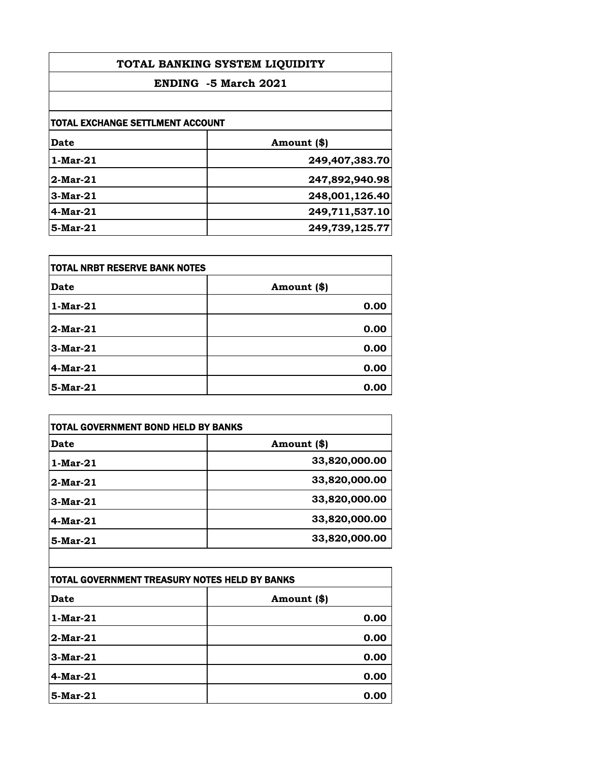# TOTAL BANKING SYSTEM LIQUIDITY

## ENDING -5 March 2021

### TOTAL EXCHANGE SETTLMENT ACCOUNT

| Date | Amount ($) |
|---|---|
| 1-Mar-21 | 249,407,383.70 |
| 2-Mar-21 | 247,892,940.98 |
| 3-Mar-21 | 248,001,126.40 |
| 4-Mar-21 | 249,711,537.10 |
| 5-Mar-21 | 249,739,125.77 |

### TOTAL NRBT RESERVE BANK NOTES

| Date | Amount ($) |
|---|---|
| 1-Mar-21 | 0.00 |
| 2-Mar-21 | 0.00 |
| 3-Mar-21 | 0.00 |
| 4-Mar-21 | 0.00 |
| 5-Mar-21 | 0.00 |

### TOTAL GOVERNMENT BOND HELD BY BANKS

| Date | Amount ($) |
|---|---|
| 1-Mar-21 | 33,820,000.00 |
| 2-Mar-21 | 33,820,000.00 |
| 3-Mar-21 | 33,820,000.00 |
| 4-Mar-21 | 33,820,000.00 |
| 5-Mar-21 | 33,820,000.00 |

### TOTAL GOVERNMENT TREASURY NOTES HELD BY BANKS

| Date | Amount ($) |
|---|---|
| 1-Mar-21 | 0.00 |
| 2-Mar-21 | 0.00 |
| 3-Mar-21 | 0.00 |
| 4-Mar-21 | 0.00 |
| 5-Mar-21 | 0.00 |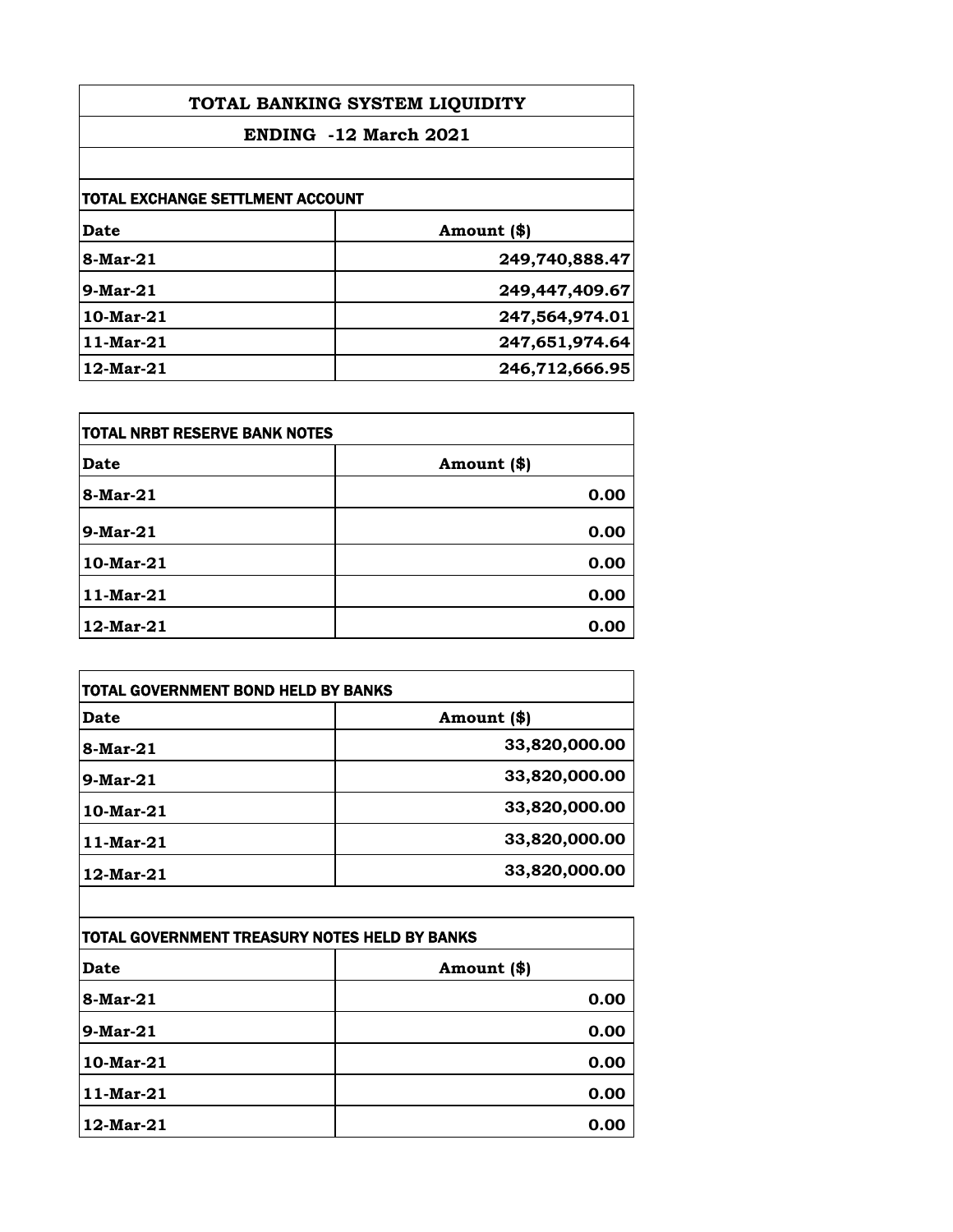# TOTAL BANKING SYSTEM LIQUIDITY

## ENDING -12 March 2021

| TOTAL EXCHANGE SETTLMENT ACCOUNT | |
|---|---|
| **Date** | **Amount ($)** |
| **8-Mar-21** | **249,740,888.47** |
| **9-Mar-21** | **249,447,409.67** |
| **10-Mar-21** | **247,564,974.01** |
| **11-Mar-21** | **247,651,974.64** |
| **12-Mar-21** | **246,712,666.95** |

| TOTAL NRBT RESERVE BANK NOTES | |
|---|---|
| **Date** | **Amount ($)** |
| **8-Mar-21** | **0.00** |
| **9-Mar-21** | **0.00** |
| **10-Mar-21** | **0.00** |
| **11-Mar-21** | **0.00** |
| **12-Mar-21** | **0.00** |

| TOTAL GOVERNMENT BOND HELD BY BANKS | |
|---|---|
| **Date** | **Amount ($)** |
| **8-Mar-21** | **33,820,000.00** |
| **9-Mar-21** | **33,820,000.00** |
| **10-Mar-21** | **33,820,000.00** |
| **11-Mar-21** | **33,820,000.00** |
| **12-Mar-21** | **33,820,000.00** |

| TOTAL GOVERNMENT TREASURY NOTES HELD BY BANKS | |
|---|---|
| **Date** | **Amount ($)** |
| **8-Mar-21** | **0.00** |
| **9-Mar-21** | **0.00** |
| **10-Mar-21** | **0.00** |
| **11-Mar-21** | **0.00** |
| **12-Mar-21** | **0.00** |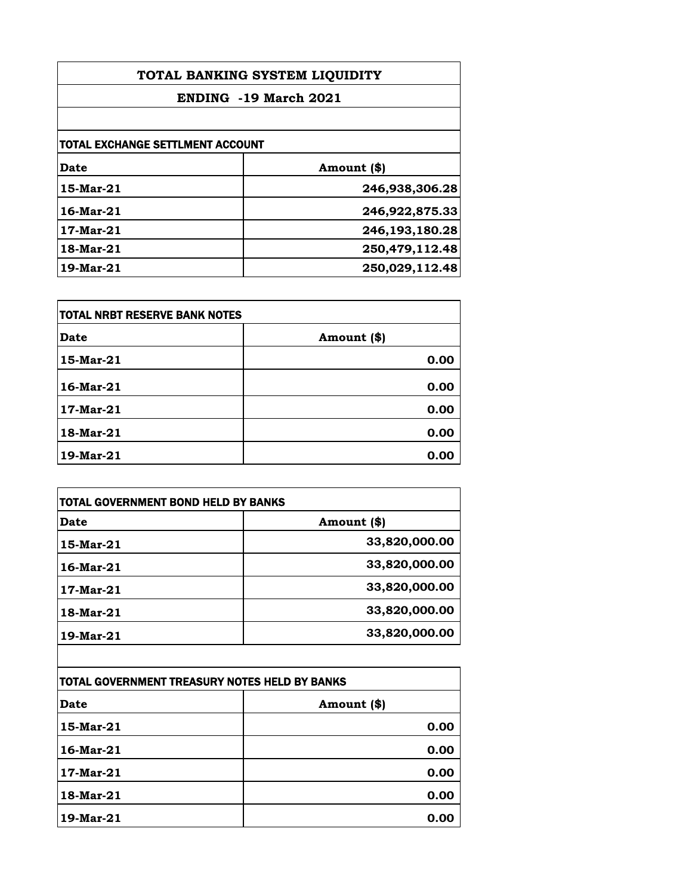# TOTAL BANKING SYSTEM LIQUIDITY

## ENDING -19 March 2021

### TOTAL EXCHANGE SETTLMENT ACCOUNT

| Date | Amount ($) |
|---|---|
| 15-Mar-21 | 246,938,306.28 |
| 16-Mar-21 | 246,922,875.33 |
| 17-Mar-21 | 246,193,180.28 |
| 18-Mar-21 | 250,479,112.48 |
| 19-Mar-21 | 250,029,112.48 |

### TOTAL NRBT RESERVE BANK NOTES

| Date | Amount ($) |
|---|---|
| 15-Mar-21 | 0.00 |
| 16-Mar-21 | 0.00 |
| 17-Mar-21 | 0.00 |
| 18-Mar-21 | 0.00 |
| 19-Mar-21 | 0.00 |

### TOTAL GOVERNMENT BOND HELD BY BANKS

| Date | Amount ($) |
|---|---|
| 15-Mar-21 | 33,820,000.00 |
| 16-Mar-21 | 33,820,000.00 |
| 17-Mar-21 | 33,820,000.00 |
| 18-Mar-21 | 33,820,000.00 |
| 19-Mar-21 | 33,820,000.00 |

### TOTAL GOVERNMENT TREASURY NOTES HELD BY BANKS

| Date | Amount ($) |
|---|---|
| 15-Mar-21 | 0.00 |
| 16-Mar-21 | 0.00 |
| 17-Mar-21 | 0.00 |
| 18-Mar-21 | 0.00 |
| 19-Mar-21 | 0.00 |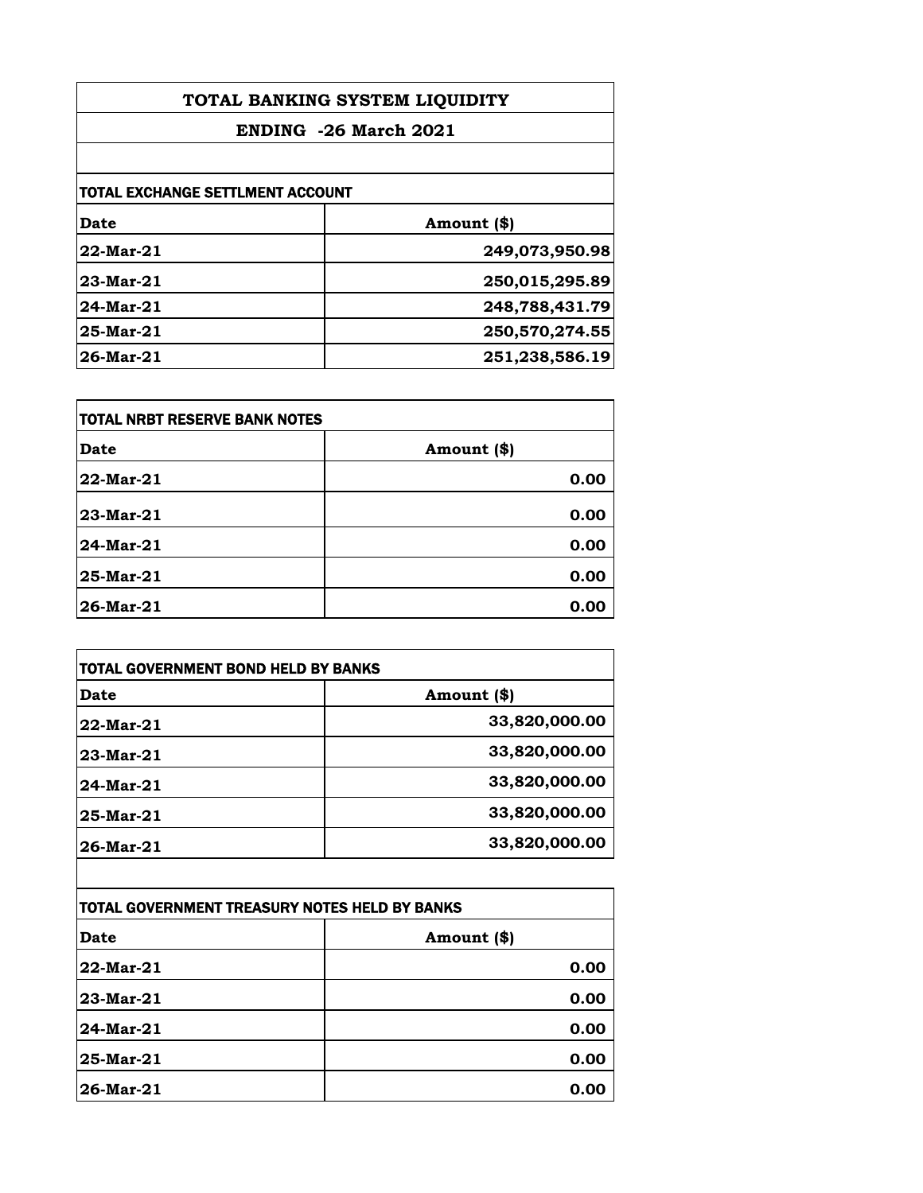# TOTAL BANKING SYSTEM LIQUIDITY

## ENDING -26 March 2021

### TOTAL EXCHANGE SETTLMENT ACCOUNT

| Date | Amount ($) |
| --- | --- |
| 22-Mar-21 | 249,073,950.98 |
| 23-Mar-21 | 250,015,295.89 |
| 24-Mar-21 | 248,788,431.79 |
| 25-Mar-21 | 250,570,274.55 |
| 26-Mar-21 | 251,238,586.19 |

### TOTAL NRBT RESERVE BANK NOTES

| Date | Amount ($) |
| --- | --- |
| 22-Mar-21 | 0.00 |
| 23-Mar-21 | 0.00 |
| 24-Mar-21 | 0.00 |
| 25-Mar-21 | 0.00 |
| 26-Mar-21 | 0.00 |

### TOTAL GOVERNMENT BOND HELD BY BANKS

| Date | Amount ($) |
| --- | --- |
| 22-Mar-21 | 33,820,000.00 |
| 23-Mar-21 | 33,820,000.00 |
| 24-Mar-21 | 33,820,000.00 |
| 25-Mar-21 | 33,820,000.00 |
| 26-Mar-21 | 33,820,000.00 |

### TOTAL GOVERNMENT TREASURY NOTES HELD BY BANKS

| Date | Amount ($) |
| --- | --- |
| 22-Mar-21 | 0.00 |
| 23-Mar-21 | 0.00 |
| 24-Mar-21 | 0.00 |
| 25-Mar-21 | 0.00 |
| 26-Mar-21 | 0.00 |